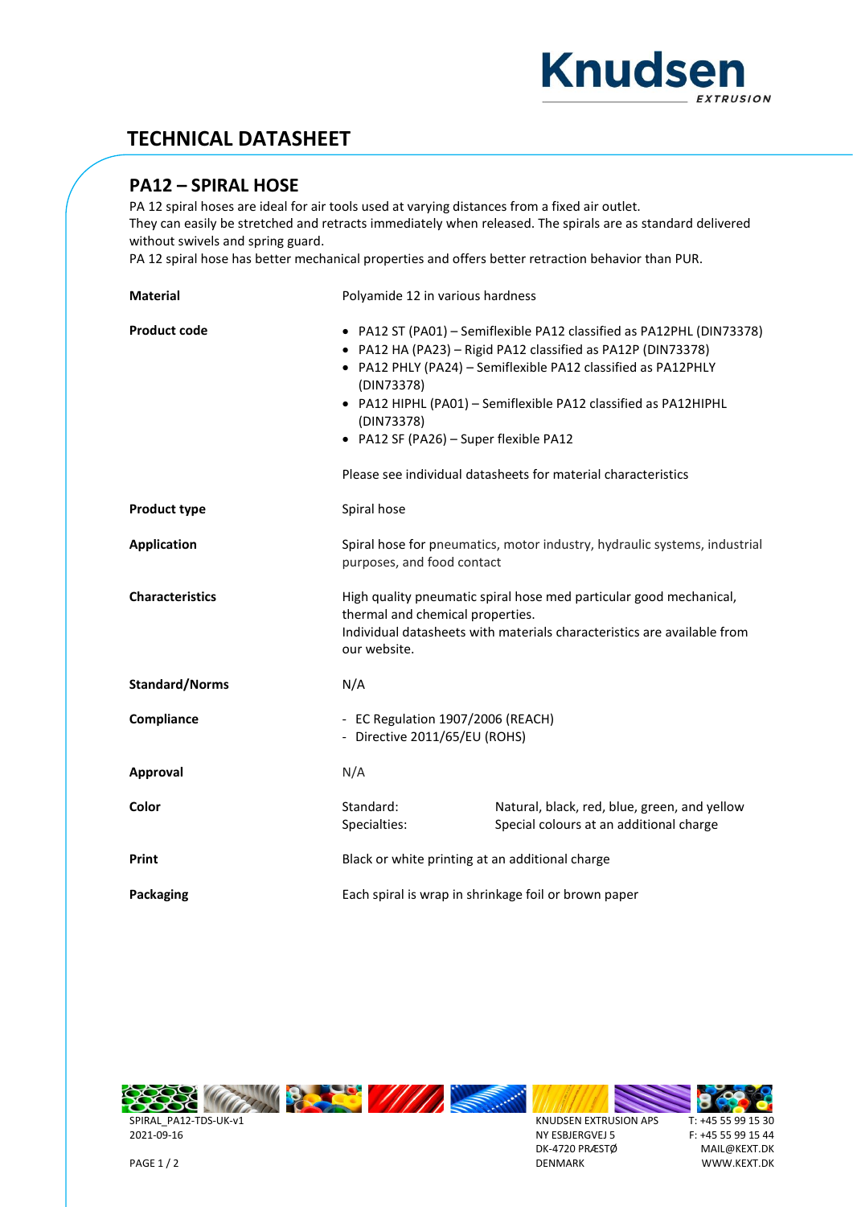# TECHNICAL DATASHEET

## PA12 – SPIRAL HOSE

PA 12 spiral hoses are ideal for air tools used at varying distances from a fixed air outlet.
They can easily be stretched and retracts immediately when released. The spirals are as standard delivered without swivels and spring guard.
PA 12 spiral hose has better mechanical properties and offers better retraction behavior than PUR.

**Material**

Polyamide 12 in various hardness

**Product code**

- PA12 ST (PA01) – Semiflexible PA12 classified as PA12PHL (DIN73378)
- PA12 HA (PA23) – Rigid PA12 classified as PA12P (DIN73378)
- PA12 PHLY (PA24) – Semiflexible PA12 classified as PA12PHLY (DIN73378)
- PA12 HIPHL (PA01) – Semiflexible PA12 classified as PA12HIPHL (DIN73378)
- PA12 SF (PA26) – Super flexible PA12

Please see individual datasheets for material characteristics

**Product type**

Spiral hose

**Application**

Spiral hose for pneumatics, motor industry, hydraulic systems, industrial purposes, and food contact

**Characteristics**

High quality pneumatic spiral hose med particular good mechanical, thermal and chemical properties.
Individual datasheets with materials characteristics are available from our website.

**Standard/Norms**

N/A

**Compliance**

- EC Regulation 1907/2006 (REACH)
- Directive 2011/65/EU (ROHS)

**Approval**

N/A

**Color**

Standard: Natural, black, red, blue, green, and yellow
Specialties: Special colours at an additional charge

**Print**

Black or white printing at an additional charge

**Packaging**

Each spiral is wrap in shrinkage foil or brown paper

SPIRAL_PA12-TDS-UK-v1
2021-09-16

KNUDSEN EXTRUSION APS
NY ESBJERGVEJ 5
DK-4720 PRÆSTØ
DENMARK

T: +45 55 99 15 30
F: +45 55 99 15 44
MAIL@KEXT.DK
WWW.KEXT.DK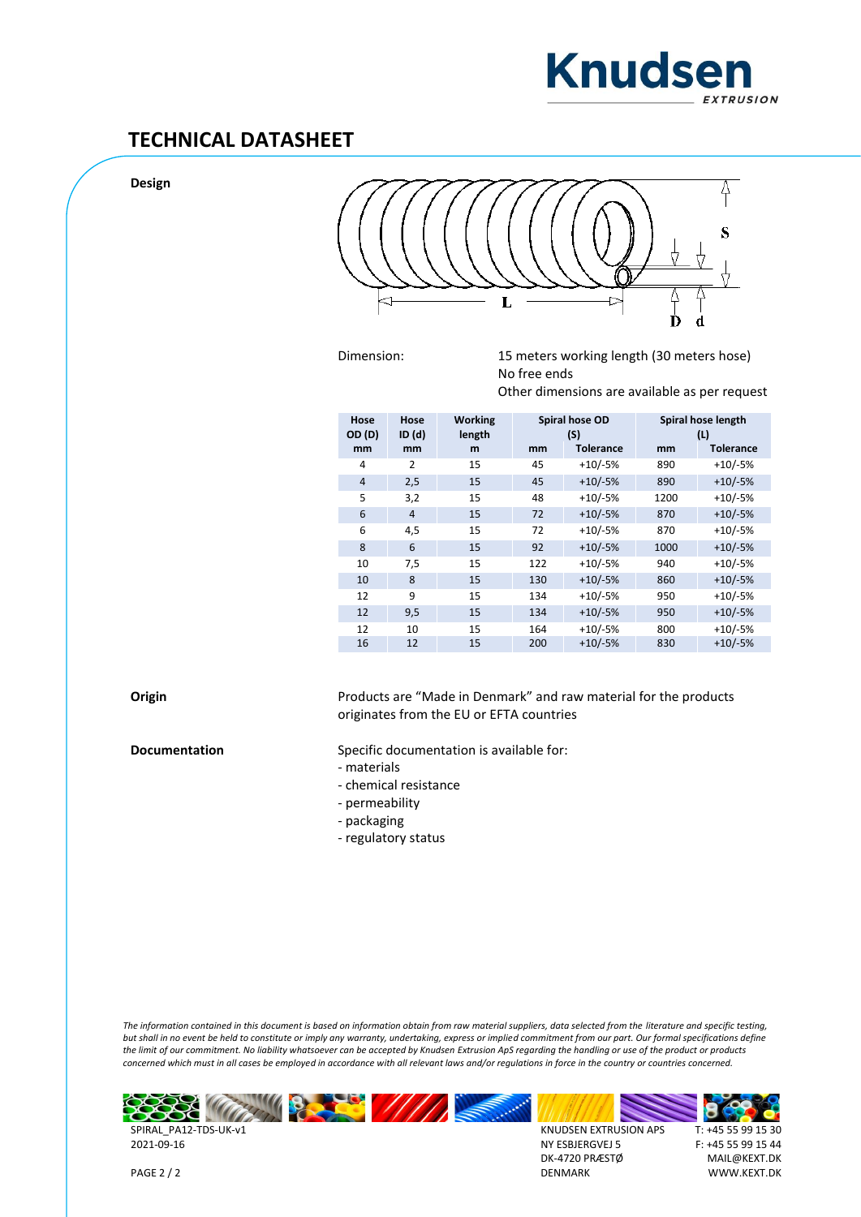## TECHNICAL DATASHEET

**Design**

L

S

D d

Dimension: 15 meters working length (30 meters hose)
No free ends
Other dimensions are available as per request

| Hose OD (D) mm | Hose ID (d) mm | Working length m | Spiral hose OD (S) mm | Tolerance | Spiral hose length (L) mm | Tolerance |
|---|---|---|---|---|---|---|
| 4 | 2 | 15 | 45 | +10/-5% | 890 | +10/-5% |
| 4 | 2,5 | 15 | 45 | +10/-5% | 890 | +10/-5% |
| 5 | 3,2 | 15 | 48 | +10/-5% | 1200 | +10/-5% |
| 6 | 4 | 15 | 72 | +10/-5% | 870 | +10/-5% |
| 6 | 4,5 | 15 | 72 | +10/-5% | 870 | +10/-5% |
| 8 | 6 | 15 | 92 | +10/-5% | 1000 | +10/-5% |
| 10 | 7,5 | 15 | 122 | +10/-5% | 940 | +10/-5% |
| 10 | 8 | 15 | 130 | +10/-5% | 860 | +10/-5% |
| 12 | 9 | 15 | 134 | +10/-5% | 950 | +10/-5% |
| 12 | 9,5 | 15 | 134 | +10/-5% | 950 | +10/-5% |
| 12 | 10 | 15 | 164 | +10/-5% | 800 | +10/-5% |
| 16 | 12 | 15 | 200 | +10/-5% | 830 | +10/-5% |

**Origin**

Products are “Made in Denmark” and raw material for the products originates from the EU or EFTA countries

**Documentation**

Specific documentation is available for:
- materials
- chemical resistance
- permeability
- packaging
- regulatory status

*The information contained in this document is based on information obtain from raw material suppliers, data selected from the literature and specific testing, but shall in no event be held to constitute or imply any warranty, undertaking, express or implied commitment from our part. Our formal specifications define the limit of our commitment. No liability whatsoever can be accepted by Knudsen Extrusion ApS regarding the handling or use of the product or products concerned which must in all cases be employed in accordance with all relevant laws and/or regulations in force in the country or countries concerned.*

SPIRAL_PA12-TDS-UK-v1
2021-09-16

KNUDSEN EXTRUSION APS
NY ESBJERGVEJ 5
DK-4720 PRÆSTØ
DENMARK

T: +45 55 99 15 30
F: +45 55 99 15 44
MAIL@KEXT.DK
WWW.KEXT.DK